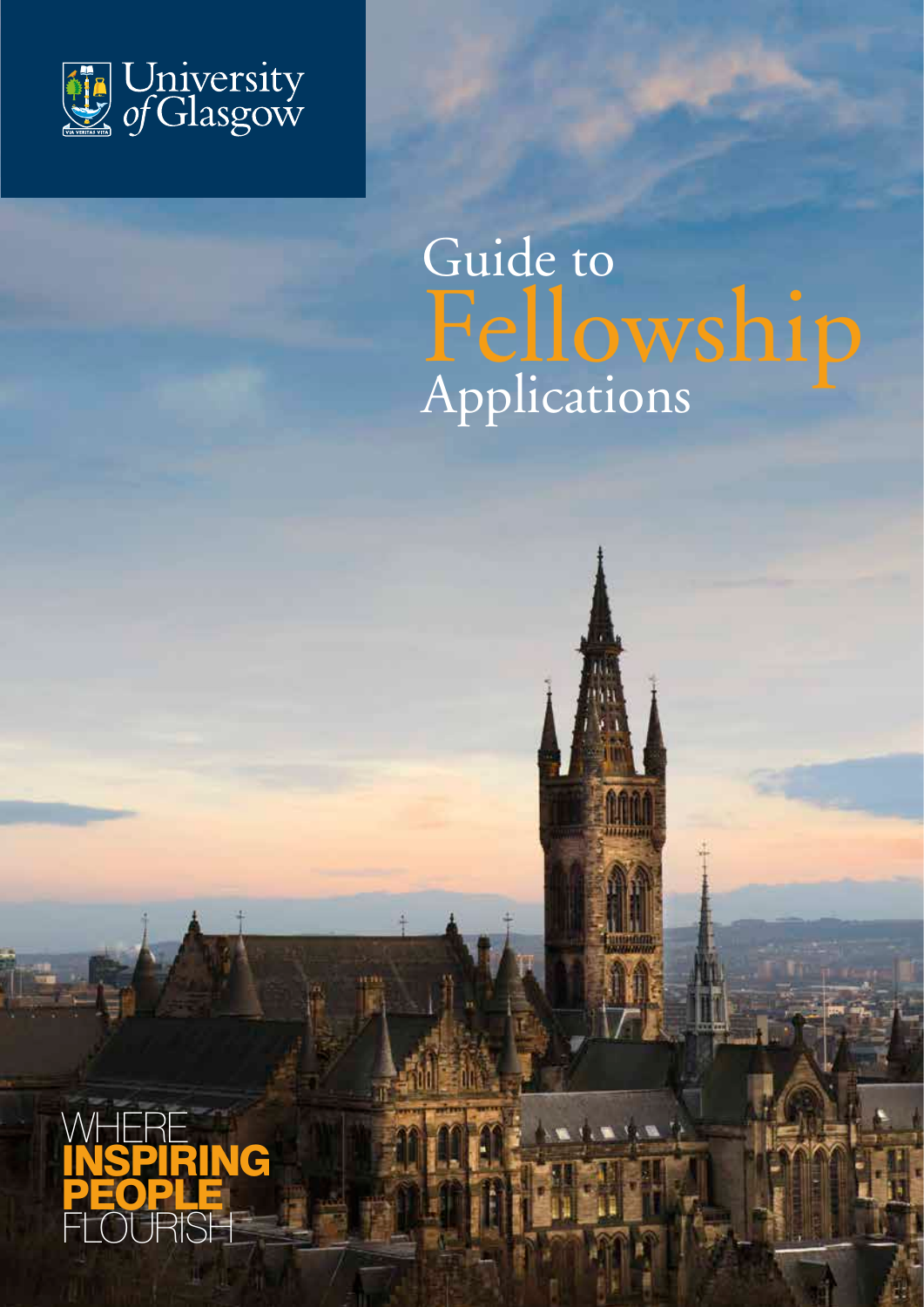University of Glasgow

# Guide to Fellowship Applications

WHERE **INSPIRING PEOPLE** FLOURISH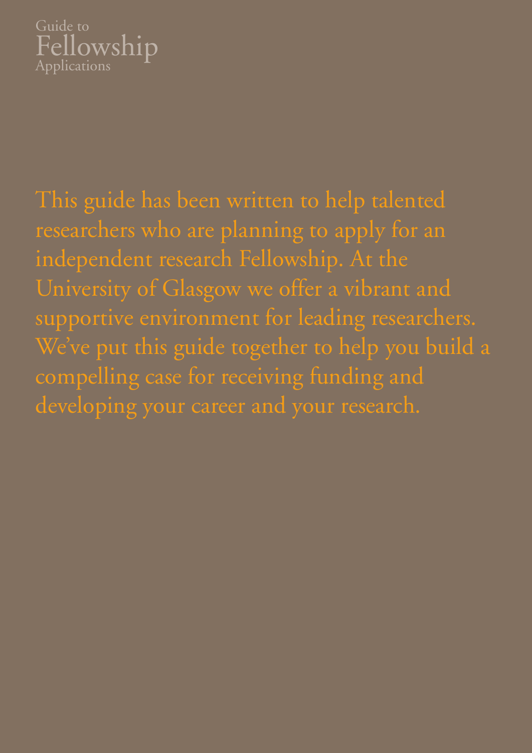Guide to
Fellowship
Applications

This guide has been written to help talented researchers who are planning to apply for an independent research Fellowship. At the University of Glasgow we offer a vibrant and supportive environment for leading researchers. We've put this guide together to help you build a compelling case for receiving funding and developing your career and your research.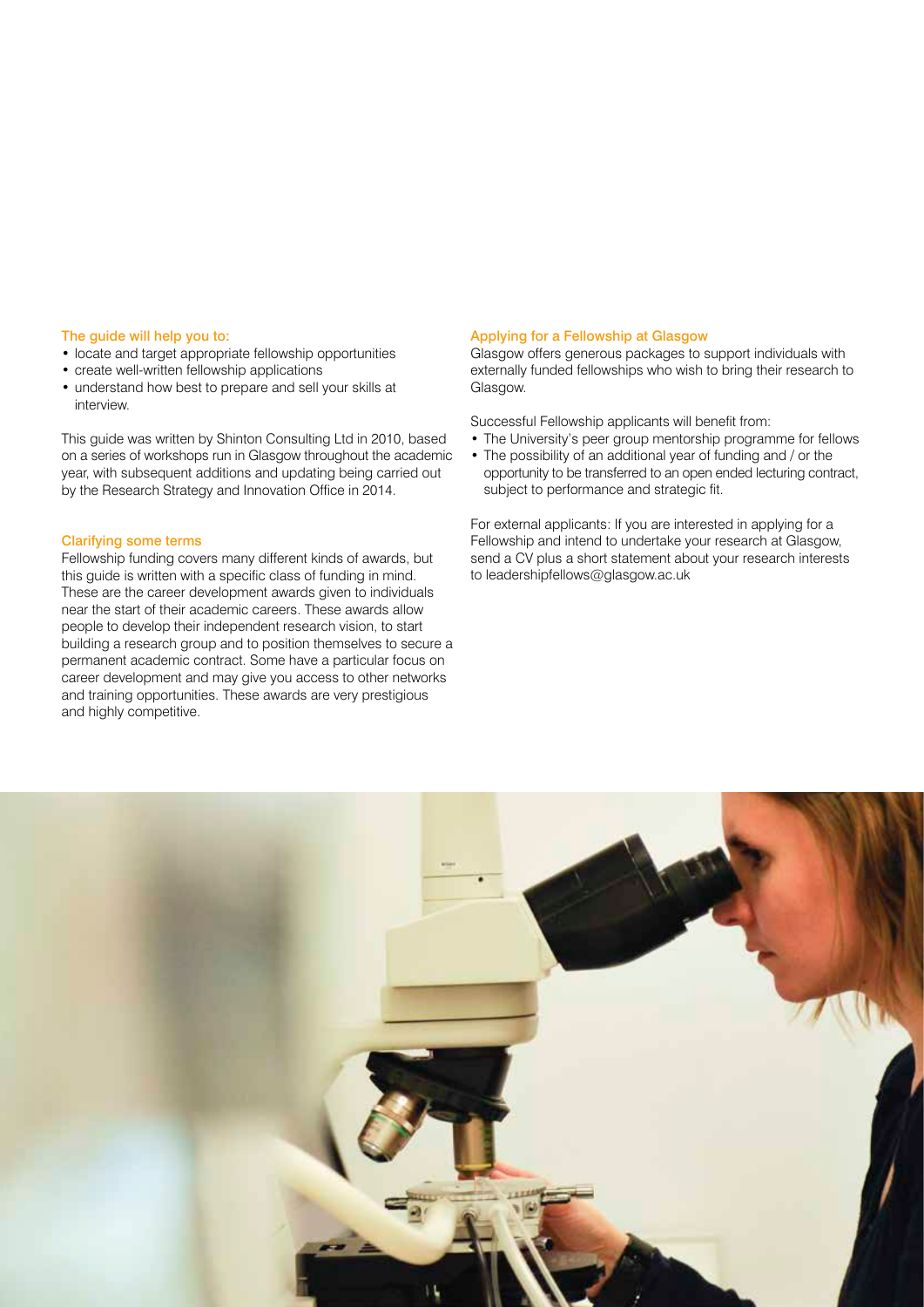## The guide will help you to:

- locate and target appropriate fellowship opportunities
- create well-written fellowship applications
- understand how best to prepare and sell your skills at interview.

This guide was written by Shinton Consulting Ltd in 2010, based on a series of workshops run in Glasgow throughout the academic year, with subsequent additions and updating being carried out by the Research Strategy and Innovation Office in 2014.

## Clarifying some terms

Fellowship funding covers many different kinds of awards, but this guide is written with a specific class of funding in mind. These are the career development awards given to individuals near the start of their academic careers. These awards allow people to develop their independent research vision, to start building a research group and to position themselves to secure a permanent academic contract. Some have a particular focus on career development and may give you access to other networks and training opportunities. These awards are very prestigious and highly competitive.

## Applying for a Fellowship at Glasgow

Glasgow offers generous packages to support individuals with externally funded fellowships who wish to bring their research to Glasgow.

Successful Fellowship applicants will benefit from:

- The University's peer group mentorship programme for fellows
- The possibility of an additional year of funding and / or the opportunity to be transferred to an open ended lecturing contract, subject to performance and strategic fit.

For external applicants: If you are interested in applying for a Fellowship and intend to undertake your research at Glasgow, send a CV plus a short statement about your research interests to leadershipfellows@glasgow.ac.uk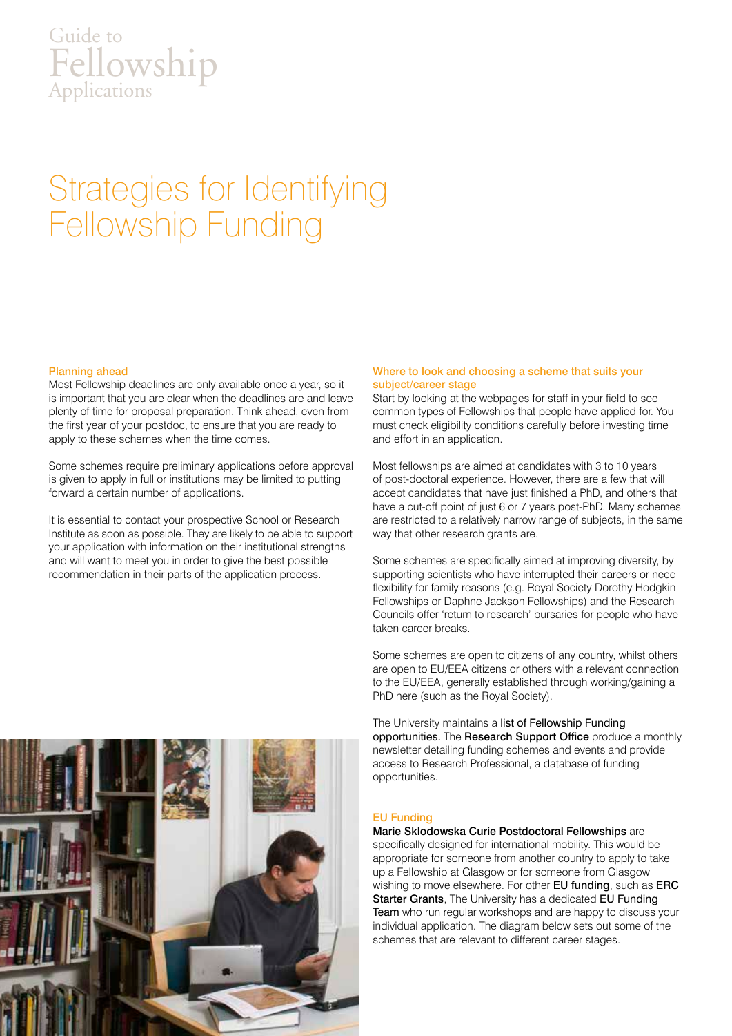# Strategies for Identifying Fellowship Funding

### Planning ahead

Most Fellowship deadlines are only available once a year, so it is important that you are clear when the deadlines are and leave plenty of time for proposal preparation. Think ahead, even from the first year of your postdoc, to ensure that you are ready to apply to these schemes when the time comes.

Some schemes require preliminary applications before approval is given to apply in full or institutions may be limited to putting forward a certain number of applications.

It is essential to contact your prospective School or Research Institute as soon as possible. They are likely to be able to support your application with information on their institutional strengths and will want to meet you in order to give the best possible recommendation in their parts of the application process.

### Where to look and choosing a scheme that suits your subject/career stage

Start by looking at the webpages for staff in your field to see common types of Fellowships that people have applied for. You must check eligibility conditions carefully before investing time and effort in an application.

Most fellowships are aimed at candidates with 3 to 10 years of post-doctoral experience. However, there are a few that will accept candidates that have just finished a PhD, and others that have a cut-off point of just 6 or 7 years post-PhD. Many schemes are restricted to a relatively narrow range of subjects, in the same way that other research grants are.

Some schemes are specifically aimed at improving diversity, by supporting scientists who have interrupted their careers or need flexibility for family reasons (e.g. Royal Society Dorothy Hodgkin Fellowships or Daphne Jackson Fellowships) and the Research Councils offer 'return to research' bursaries for people who have taken career breaks.

Some schemes are open to citizens of any country, whilst others are open to EU/EEA citizens or others with a relevant connection to the EU/EEA, generally established through working/gaining a PhD here (such as the Royal Society).

The University maintains a list of Fellowship Funding opportunities. The Research Support Office produce a monthly newsletter detailing funding schemes and events and provide access to Research Professional, a database of funding opportunities.

### EU Funding

Marie Sklodowska Curie Postdoctoral Fellowships are specifically designed for international mobility. This would be appropriate for someone from another country to apply to take up a Fellowship at Glasgow or for someone from Glasgow wishing to move elsewhere. For other EU funding, such as ERC Starter Grants, The University has a dedicated EU Funding Team who run regular workshops and are happy to discuss your individual application. The diagram below sets out some of the schemes that are relevant to different career stages.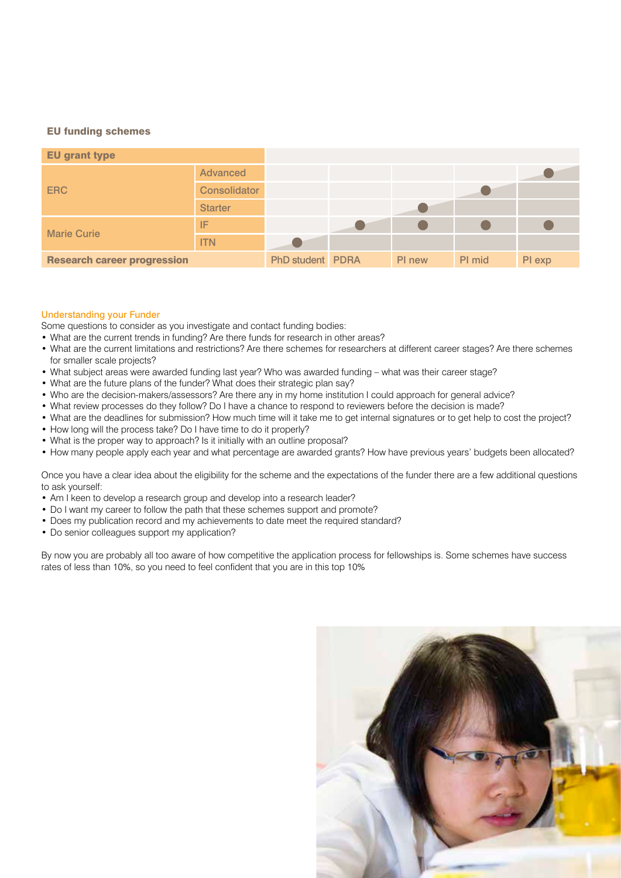### EU funding schemes

| EU grant type | | | | | | |
|---|---|---|---|---|---|---|
| ERC | Advanced | | | | | ● |
| | Consolidator | | | | ● | |
| | Starter | | | ● | | |
| Marie Curie | IF | | ● | ● | ● | ● |
| | ITN | ● | | | | |
| **Research career progression** | | PhD student | PDRA | PI new | PI mid | PI exp |

#### Understanding your Funder

Some questions to consider as you investigate and contact funding bodies:

- What are the current trends in funding? Are there funds for research in other areas?
- What are the current limitations and restrictions? Are there schemes for researchers at different career stages? Are there schemes for smaller scale projects?
- What subject areas were awarded funding last year? Who was awarded funding – what was their career stage?
- What are the future plans of the funder? What does their strategic plan say?
- Who are the decision-makers/assessors? Are there any in my home institution I could approach for general advice?
- What review processes do they follow? Do I have a chance to respond to reviewers before the decision is made?
- What are the deadlines for submission? How much time will it take me to get internal signatures or to get help to cost the project?
- How long will the process take? Do I have time to do it properly?
- What is the proper way to approach? Is it initially with an outline proposal?
- How many people apply each year and what percentage are awarded grants? How have previous years' budgets been allocated?

Once you have a clear idea about the eligibility for the scheme and the expectations of the funder there are a few additional questions to ask yourself:

- Am I keen to develop a research group and develop into a research leader?
- Do I want my career to follow the path that these schemes support and promote?
- Does my publication record and my achievements to date meet the required standard?
- Do senior colleagues support my application?

By now you are probably all too aware of how competitive the application process for fellowships is. Some schemes have success rates of less than 10%, so you need to feel confident that you are in this top 10%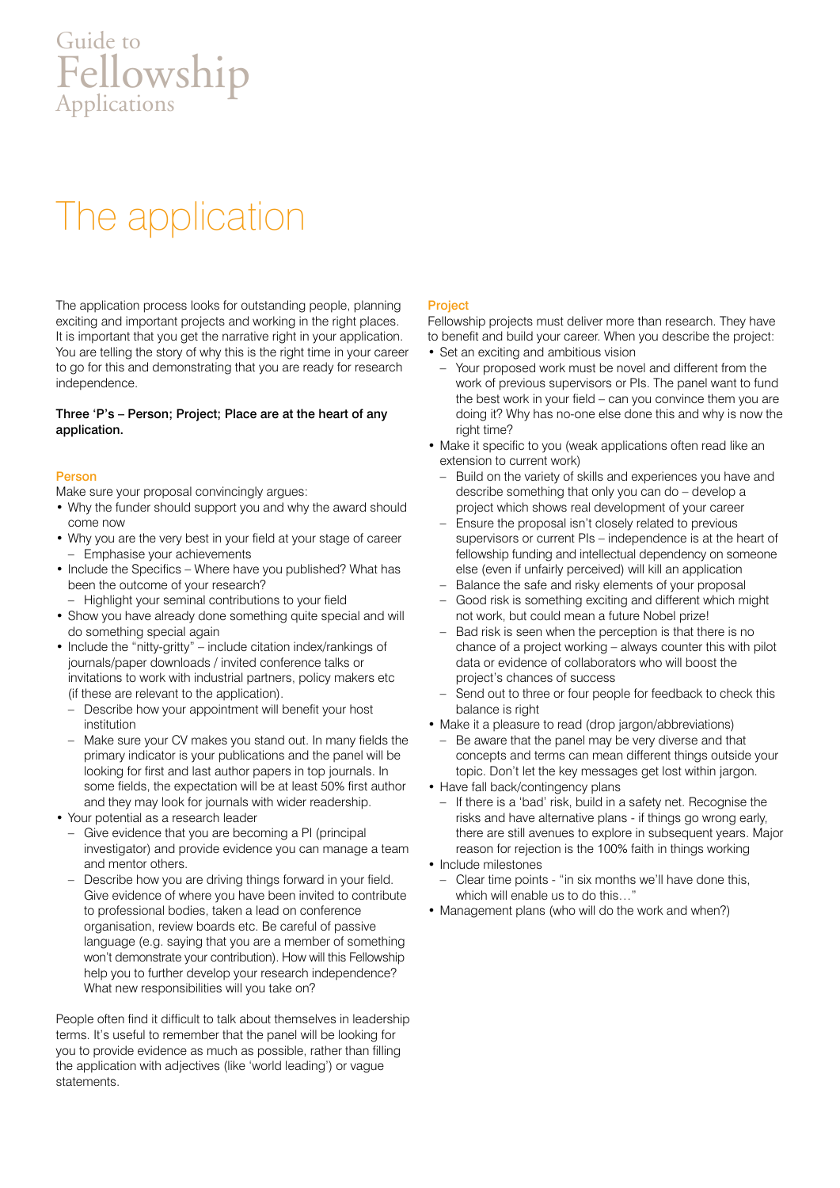# The application

The application process looks for outstanding people, planning exciting and important projects and working in the right places. It is important that you get the narrative right in your application. You are telling the story of why this is the right time in your career to go for this and demonstrating that you are ready for research independence.

**Three 'P's – Person; Project; Place are at the heart of any application.**

## Person

Make sure your proposal convincingly argues:

- Why the funder should support you and why the award should come now
- Why you are the very best in your field at your stage of career
  - Emphasise your achievements
- Include the Specifics – Where have you published? What has been the outcome of your research?
  - Highlight your seminal contributions to your field
- Show you have already done something quite special and will do something special again
- Include the "nitty-gritty" – include citation index/rankings of journals/paper downloads / invited conference talks or invitations to work with industrial partners, policy makers etc (if these are relevant to the application).
  - Describe how your appointment will benefit your host institution
  - Make sure your CV makes you stand out. In many fields the primary indicator is your publications and the panel will be looking for first and last author papers in top journals. In some fields, the expectation will be at least 50% first author and they may look for journals with wider readership.
- Your potential as a research leader
  - Give evidence that you are becoming a PI (principal investigator) and provide evidence you can manage a team and mentor others.
  - Describe how you are driving things forward in your field. Give evidence of where you have been invited to contribute to professional bodies, taken a lead on conference organisation, review boards etc. Be careful of passive language (e.g. saying that you are a member of something won't demonstrate your contribution). How will this Fellowship help you to further develop your research independence? What new responsibilities will you take on?

People often find it difficult to talk about themselves in leadership terms. It's useful to remember that the panel will be looking for you to provide evidence as much as possible, rather than filling the application with adjectives (like 'world leading') or vague statements.

## Project

Fellowship projects must deliver more than research. They have to benefit and build your career. When you describe the project:

- Set an exciting and ambitious vision
  - Your proposed work must be novel and different from the work of previous supervisors or PIs. The panel want to fund the best work in your field – can you convince them you are doing it? Why has no-one else done this and why is now the right time?
- Make it specific to you (weak applications often read like an extension to current work)
  - Build on the variety of skills and experiences you have and describe something that only you can do – develop a project which shows real development of your career
  - Ensure the proposal isn't closely related to previous supervisors or current PIs – independence is at the heart of fellowship funding and intellectual dependency on someone else (even if unfairly perceived) will kill an application
  - Balance the safe and risky elements of your proposal
  - Good risk is something exciting and different which might not work, but could mean a future Nobel prize!
  - Bad risk is seen when the perception is that there is no chance of a project working – always counter this with pilot data or evidence of collaborators who will boost the project's chances of success
  - Send out to three or four people for feedback to check this balance is right
- Make it a pleasure to read (drop jargon/abbreviations)
  - Be aware that the panel may be very diverse and that concepts and terms can mean different things outside your topic. Don't let the key messages get lost within jargon.
- Have fall back/contingency plans
  - If there is a 'bad' risk, build in a safety net. Recognise the risks and have alternative plans - if things go wrong early, there are still avenues to explore in subsequent years. Major reason for rejection is the 100% faith in things working
- Include milestones
  - Clear time points - "in six months we'll have done this, which will enable us to do this…"
- Management plans (who will do the work and when?)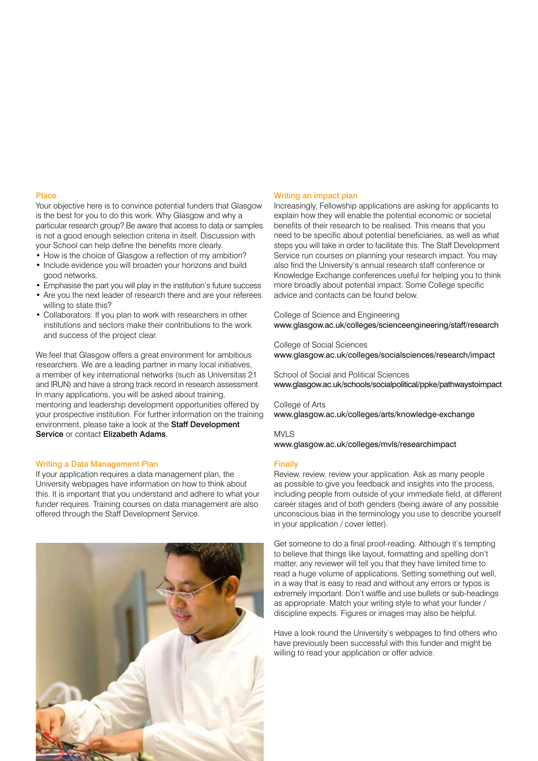## Place

Your objective here is to convince potential funders that Glasgow is the best for you to do this work. Why Glasgow and why a particular research group? Be aware that access to data or samples is not a good enough selection criteria in itself. Discussion with your School can help define the benefits more clearly.

- How is the choice of Glasgow a reflection of my ambition?
- Include evidence you will broaden your horizons and build good networks.
- Emphasise the part you will play in the institution's future success
- Are you the next leader of research there and are your referees willing to state this?
- Collaborators: If you plan to work with researchers in other institutions and sectors make their contributions to the work and success of the project clear.

We feel that Glasgow offers a great environment for ambitious researchers. We are a leading partner in many local initiatives, a member of key international networks (such as Universitas 21 and IRUN) and have a strong track record in research assessment. In many applications, you will be asked about training, mentoring and leadership development opportunities offered by your prospective institution. For further information on the training environment, please take a look at the **Staff Development Service** or contact **Elizabeth Adams**.

## Writing a Data Management Plan

If your application requires a data management plan, the University webpages have information on how to think about this. It is important that you understand and adhere to what your funder requires. Training courses on data management are also offered through the Staff Development Service.

## Writing an impact plan

Increasingly, Fellowship applications are asking for applicants to explain how they will enable the potential economic or societal benefits of their research to be realised. This means that you need to be specific about potential beneficiaries, as well as what steps you will take in order to facilitate this. The Staff Development Service run courses on planning your research impact. You may also find the University's annual research staff conference or Knowledge Exchange conferences useful for helping you to think more broadly about potential impact. Some College specific advice and contacts can be found below.

College of Science and Engineering
www.glasgow.ac.uk/colleges/scienceengineering/staff/research

College of Social Sciences
www.glasgow.ac.uk/colleges/socialsciences/research/impact

School of Social and Political Sciences
www.glasgow.ac.uk/schools/socialpolitical/ppke/pathwaystoimpact

College of Arts
www.glasgow.ac.uk/colleges/arts/knowledge-exchange

MVLS
www.glasgow.ac.uk/colleges/mvls/researchimpact

## Finally

Review, review, review your application. Ask as many people as possible to give you feedback and insights into the process, including people from outside of your immediate field, at different career stages and of both genders (being aware of any possible unconscious bias in the terminology you use to describe yourself in your application / cover letter).

Get someone to do a final proof-reading. Although it's tempting to believe that things like layout, formatting and spelling don't matter, any reviewer will tell you that they have limited time to read a huge volume of applications. Setting something out well, in a way that is easy to read and without any errors or typos is extremely important. Don't waffle and use bullets or sub-headings as appropriate. Match your writing style to what your funder / discipline expects. Figures or images may also be helpful.

Have a look round the University's webpages to find others who have previously been successful with this funder and might be willing to read your application or offer advice.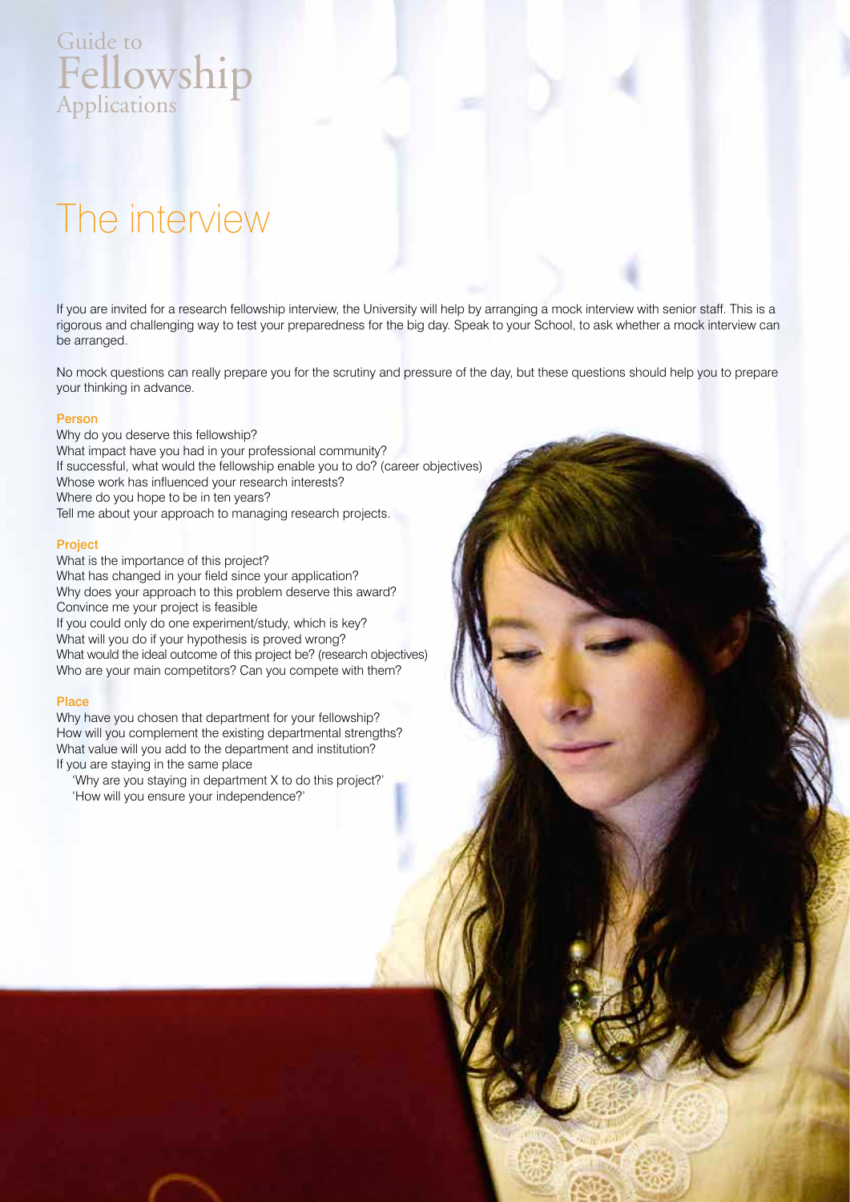# The interview

If you are invited for a research fellowship interview, the University will help by arranging a mock interview with senior staff. This is a rigorous and challenging way to test your preparedness for the big day. Speak to your School, to ask whether a mock interview can be arranged.

No mock questions can really prepare you for the scrutiny and pressure of the day, but these questions should help you to prepare your thinking in advance.

### Person

Why do you deserve this fellowship?
What impact have you had in your professional community?
If successful, what would the fellowship enable you to do? (career objectives)
Whose work has influenced your research interests?
Where do you hope to be in ten years?
Tell me about your approach to managing research projects.

### Project

What is the importance of this project?
What has changed in your field since your application?
Why does your approach to this problem deserve this award?
Convince me your project is feasible
If you could only do one experiment/study, which is key?
What will you do if your hypothesis is proved wrong?
What would the ideal outcome of this project be? (research objectives)
Who are your main competitors? Can you compete with them?

### Place

Why have you chosen that department for your fellowship?
How will you complement the existing departmental strengths?
What value will you add to the department and institution?
If you are staying in the same place

- 'Why are you staying in department X to do this project?'
- 'How will you ensure your independence?'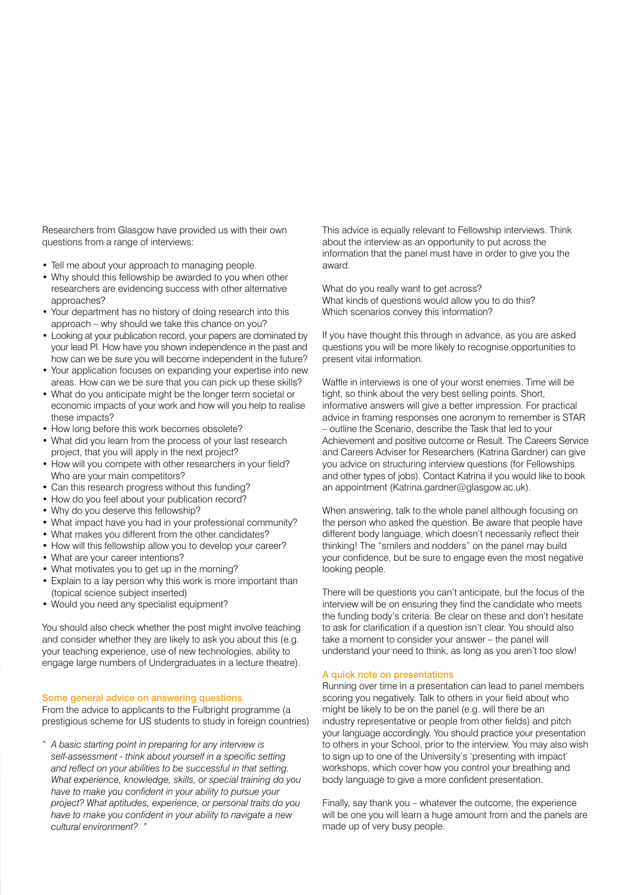Researchers from Glasgow have provided us with their own questions from a range of interviews:

- Tell me about your approach to managing people.
- Why should this fellowship be awarded to you when other researchers are evidencing success with other alternative approaches?
- Your department has no history of doing research into this approach – why should we take this chance on you?
- Looking at your publication record, your papers are dominated by your lead PI. How have you shown independence in the past and how can we be sure you will become independent in the future?
- Your application focuses on expanding your expertise into new areas. How can we be sure that you can pick up these skills?
- What do you anticipate might be the longer term societal or economic impacts of your work and how will you help to realise these impacts?
- How long before this work becomes obsolete?
- What did you learn from the process of your last research project, that you will apply in the next project?
- How will you compete with other researchers in your field? Who are your main competitors?
- Can this research progress without this funding?
- How do you feel about your publication record?
- Why do you deserve this fellowship?
- What impact have you had in your professional community?
- What makes you different from the other candidates?
- How will this fellowship allow you to develop your career?
- What are your career intentions?
- What motivates you to get up in the morning?
- Explain to a lay person why this work is more important than (topical science subject inserted)
- Would you need any specialist equipment?

You should also check whether the post might involve teaching and consider whether they are likely to ask you about this (e.g. your teaching experience, use of new technologies, ability to engage large numbers of Undergraduates in a lecture theatre).

### Some general advice on answering questions

From the advice to applicants to the Fulbright programme (a prestigious scheme for US students to study in foreign countries)

> " *A basic starting point in preparing for any interview is self-assessment - think about yourself in a specific setting and reflect on your abilities to be successful in that setting. What experience, knowledge, skills, or special training do you have to make you confident in your ability to pursue your project? What aptitudes, experience, or personal traits do you have to make you confident in your ability to navigate a new cultural environment?* "

This advice is equally relevant to Fellowship interviews. Think about the interview as an opportunity to put across the information that the panel must have in order to give you the award.

What do you really want to get across?
What kinds of questions would allow you to do this?
Which scenarios convey this information?

If you have thought this through in advance, as you are asked questions you will be more likely to recognise opportunities to present vital information.

Waffle in interviews is one of your worst enemies. Time will be tight, so think about the very best selling points. Short, informative answers will give a better impression. For practical advice in framing responses one acronym to remember is STAR – outline the Scenario, describe the Task that led to your Achievement and positive outcome or Result. The Careers Service and Careers Adviser for Researchers (Katrina Gardner) can give you advice on structuring interview questions (for Fellowships and other types of jobs). Contact Katrina if you would like to book an appointment (Katrina.gardner@glasgow.ac.uk).

When answering, talk to the whole panel although focusing on the person who asked the question. Be aware that people have different body language, which doesn't necessarily reflect their thinking! The "smilers and nodders" on the panel may build your confidence, but be sure to engage even the most negative looking people.

There will be questions you can't anticipate, but the focus of the interview will be on ensuring they find the candidate who meets the funding body's criteria. Be clear on these and don't hesitate to ask for clarification if a question isn't clear. You should also take a moment to consider your answer – the panel will understand your need to think, as long as you aren't too slow!

### A quick note on presentations

Running over time in a presentation can lead to panel members scoring you negatively. Talk to others in your field about who might be likely to be on the panel (e.g. will there be an industry representative or people from other fields) and pitch your language accordingly. You should practice your presentation to others in your School, prior to the interview. You may also wish to sign up to one of the University's 'presenting with impact' workshops, which cover how you control your breathing and body language to give a more confident presentation.

Finally, say thank you – whatever the outcome, the experience will be one you will learn a huge amount from and the panels are made up of very busy people.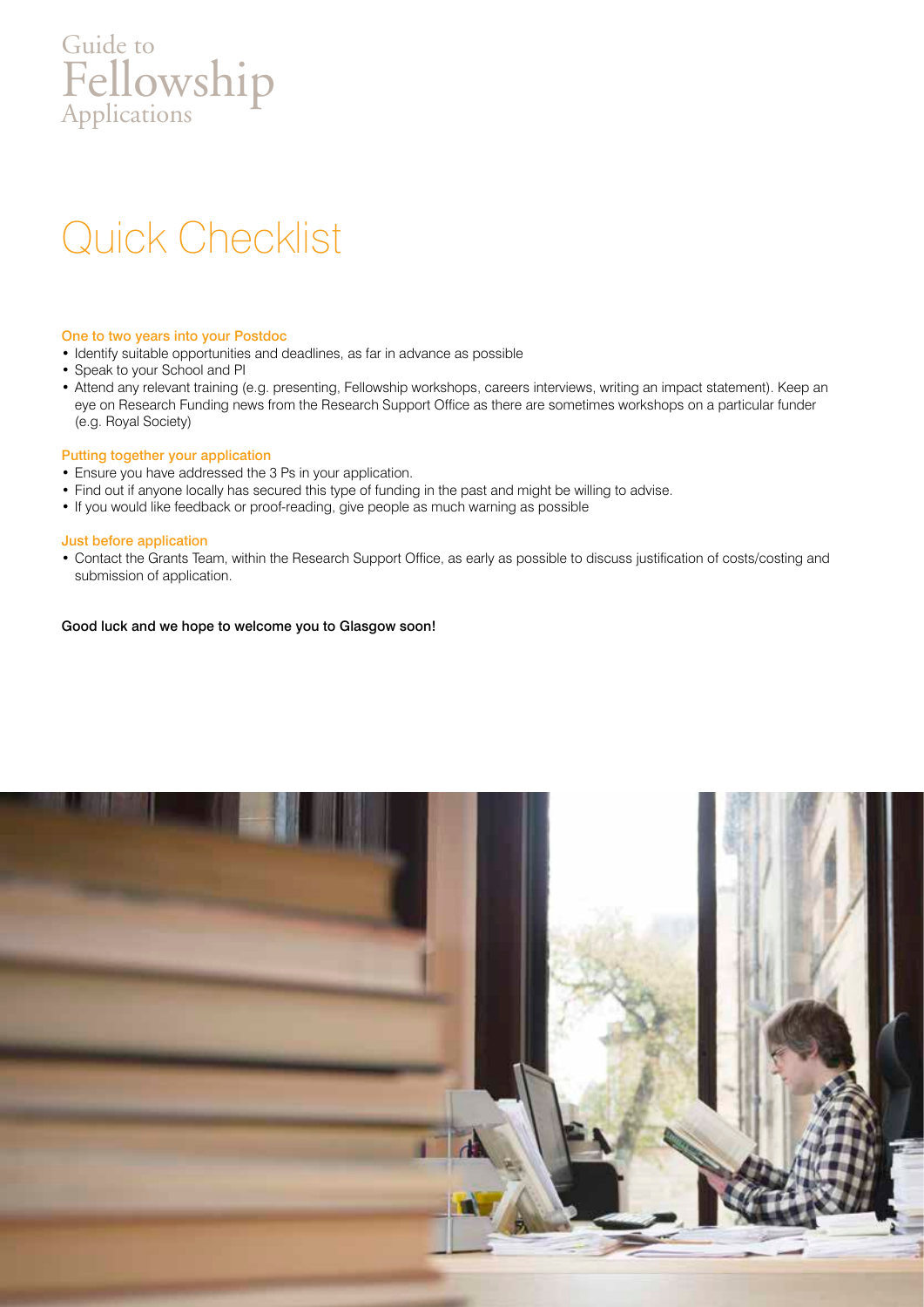# Quick Checklist

### One to two years into your Postdoc

- Identify suitable opportunities and deadlines, as far in advance as possible
- Speak to your School and PI
- Attend any relevant training (e.g. presenting, Fellowship workshops, careers interviews, writing an impact statement). Keep an eye on Research Funding news from the Research Support Office as there are sometimes workshops on a particular funder (e.g. Royal Society)

### Putting together your application

- Ensure you have addressed the 3 Ps in your application.
- Find out if anyone locally has secured this type of funding in the past and might be willing to advise.
- If you would like feedback or proof-reading, give people as much warning as possible

### Just before application

- Contact the Grants Team, within the Research Support Office, as early as possible to discuss justification of costs/costing and submission of application.

**Good luck and we hope to welcome you to Glasgow soon!**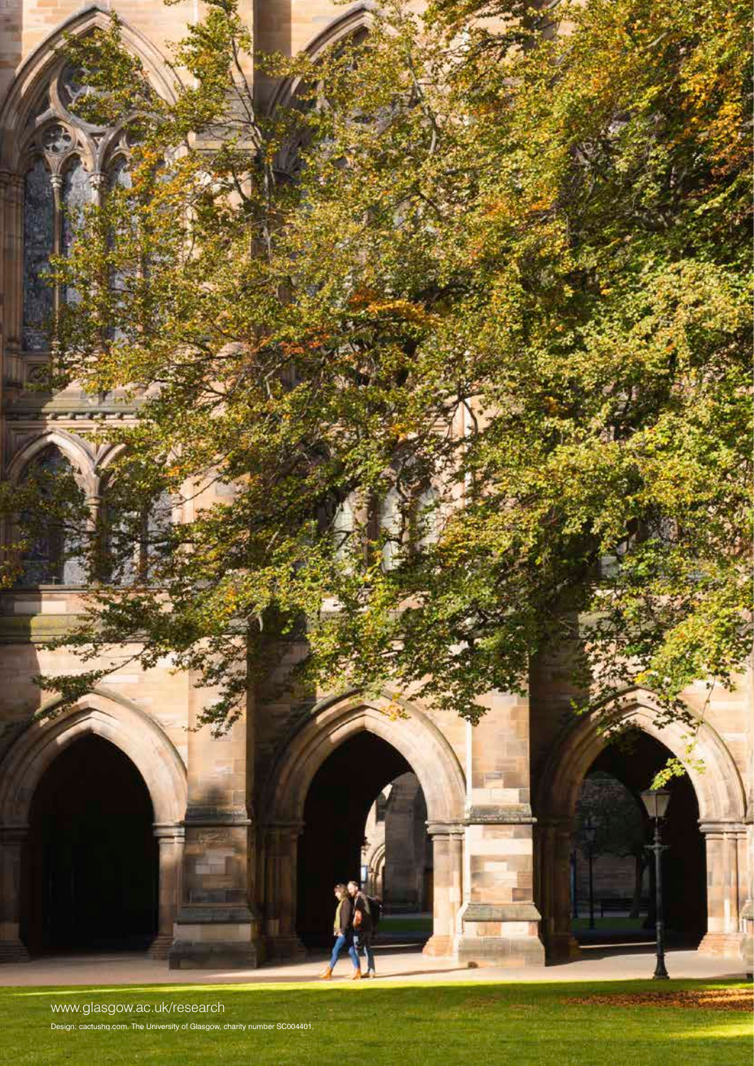www.glasgow.ac.uk/research

Design: cactushq.com. The University of Glasgow, charity number SC004401.